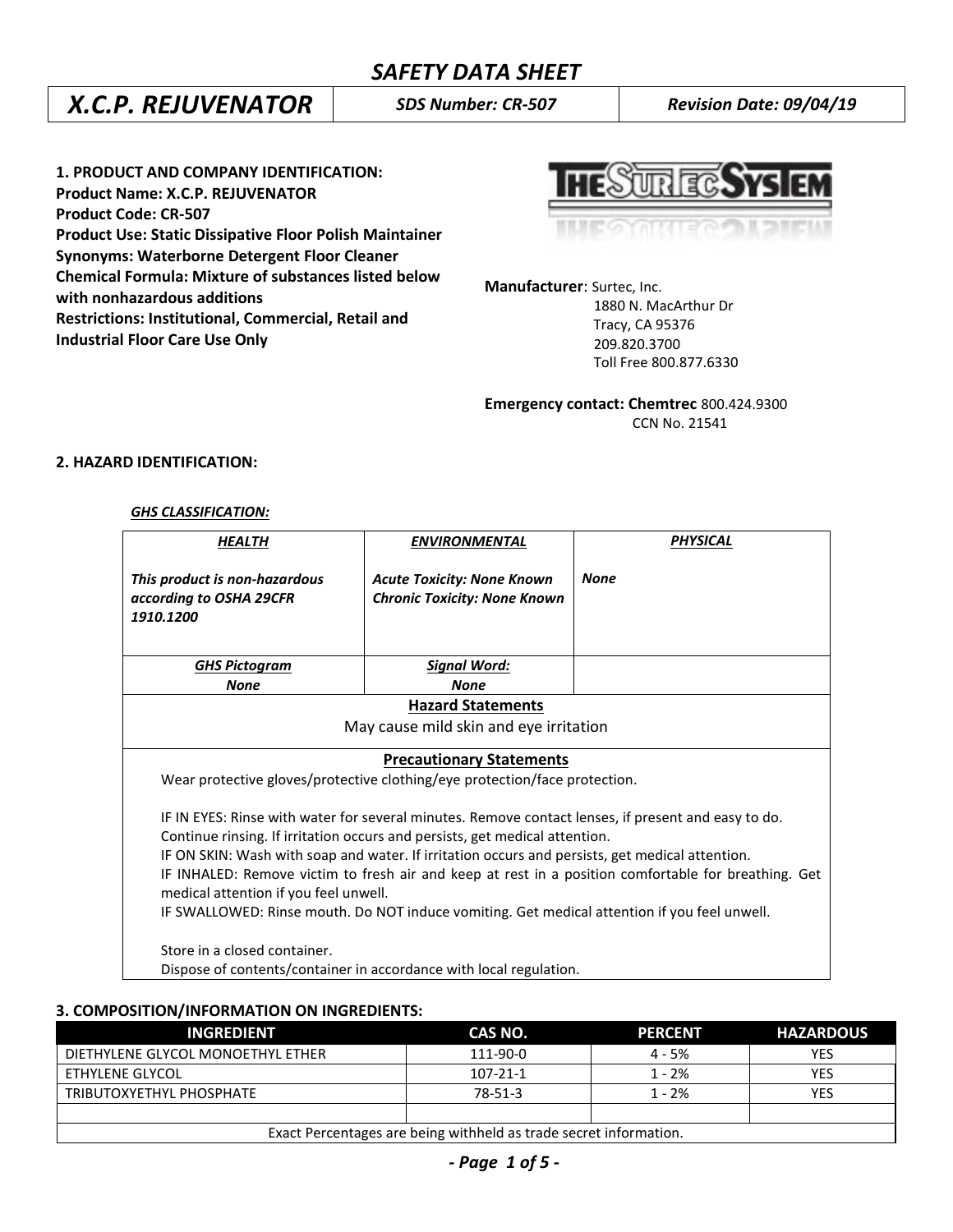# SAFETY DATA SHEET

| *X.C.P. REJUVENATOR* | *SDS Number: CR-507* | *Revision Date: 09/04/19* |
|---|---|---|

**1. PRODUCT AND COMPANY IDENTIFICATION:**
**Product Name: X.C.P. REJUVENATOR**
**Product Code: CR-507**
**Product Use: Static Dissipative Floor Polish Maintainer**
**Synonyms: Waterborne Detergent Floor Cleaner**
**Chemical Formula: Mixture of substances listed below with nonhazardous additions**
**Restrictions: Institutional, Commercial, Retail and Industrial Floor Care Use Only**

**Manufacturer**: Surtec, Inc.
1880 N. MacArthur Dr
Tracy, CA 95376
209.820.3700
Toll Free 800.877.6330

**Emergency contact: Chemtrec** 800.424.9300
CCN No. 21541

**2. HAZARD IDENTIFICATION:**

***GHS CLASSIFICATION:***

| ***HEALTH*** | ***ENVIRONMENTAL*** | ***PHYSICAL*** |
|---|---|---|
| ***This product is non-hazardous according to OSHA 29CFR 1910.1200*** | ***Acute Toxicity: None Known*** ***Chronic Toxicity: None Known*** | ***None*** |
| ***GHS Pictogram*** ***None*** | ***Signal Word:*** ***None*** | |
| **Hazard Statements** May cause mild skin and eye irritation | | |
| **Precautionary Statements** | | |

**Precautionary Statements**

Wear protective gloves/protective clothing/eye protection/face protection.

IF IN EYES: Rinse with water for several minutes. Remove contact lenses, if present and easy to do. Continue rinsing. If irritation occurs and persists, get medical attention.
IF ON SKIN: Wash with soap and water. If irritation occurs and persists, get medical attention.
IF INHALED: Remove victim to fresh air and keep at rest in a position comfortable for breathing. Get medical attention if you feel unwell.
IF SWALLOWED: Rinse mouth. Do NOT induce vomiting. Get medical attention if you feel unwell.

Store in a closed container.
Dispose of contents/container in accordance with local regulation.

**3. COMPOSITION/INFORMATION ON INGREDIENTS:**

| INGREDIENT | CAS NO. | PERCENT | HAZARDOUS |
|---|---|---|---|
| DIETHYLENE GLYCOL MONOETHYL ETHER | 111-90-0 | 4 - 5% | YES |
| ETHYLENE GLYCOL | 107-21-1 | 1 - 2% | YES |
| TRIBUTOXYETHYL PHOSPHATE | 78-51-3 | 1 - 2% | YES |
| | | | |
| Exact Percentages are being withheld as trade secret information. | | | |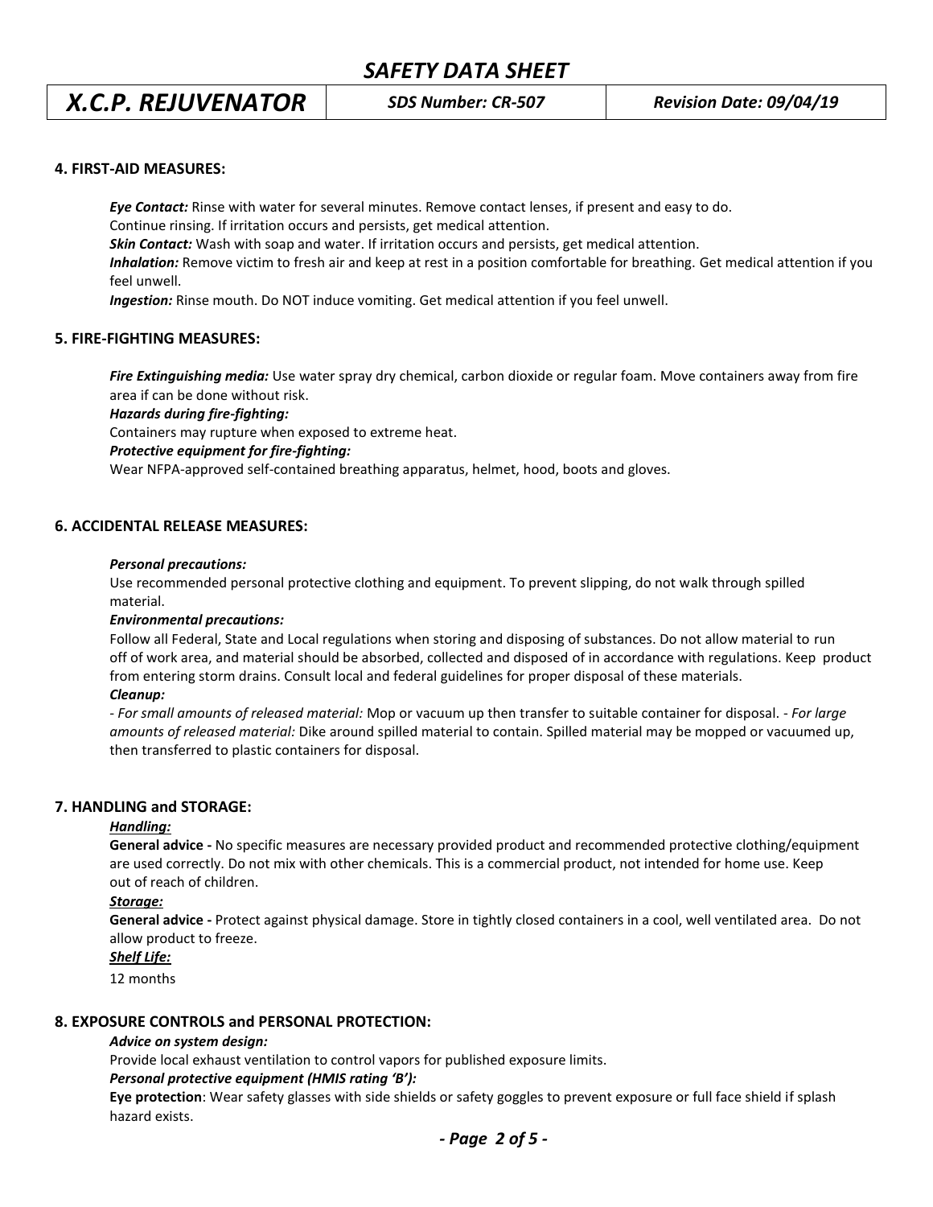## 4. FIRST-AID MEASURES:

***Eye Contact:*** Rinse with water for several minutes. Remove contact lenses, if present and easy to do. Continue rinsing. If irritation occurs and persists, get medical attention.

***Skin Contact:*** Wash with soap and water. If irritation occurs and persists, get medical attention.

***Inhalation:*** Remove victim to fresh air and keep at rest in a position comfortable for breathing. Get medical attention if you feel unwell.

***Ingestion:*** Rinse mouth. Do NOT induce vomiting. Get medical attention if you feel unwell.

## 5. FIRE-FIGHTING MEASURES:

***Fire Extinguishing media:*** Use water spray dry chemical, carbon dioxide or regular foam. Move containers away from fire area if can be done without risk.

***Hazards during fire-fighting:***

Containers may rupture when exposed to extreme heat.

***Protective equipment for fire-fighting:***

Wear NFPA-approved self-contained breathing apparatus, helmet, hood, boots and gloves.

## 6. ACCIDENTAL RELEASE MEASURES:

***Personal precautions:***

Use recommended personal protective clothing and equipment. To prevent slipping, do not walk through spilled material.

***Environmental precautions:***

Follow all Federal, State and Local regulations when storing and disposing of substances. Do not allow material to run off of work area, and material should be absorbed, collected and disposed of in accordance with regulations. Keep product from entering storm drains. Consult local and federal guidelines for proper disposal of these materials.

***Cleanup:***

- *For small amounts of released material:* Mop or vacuum up then transfer to suitable container for disposal. - *For large amounts of released material:* Dike around spilled material to contain. Spilled material may be mopped or vacuumed up, then transferred to plastic containers for disposal.

## 7. HANDLING and STORAGE:

***Handling:***

**General advice -** No specific measures are necessary provided product and recommended protective clothing/equipment are used correctly. Do not mix with other chemicals. This is a commercial product, not intended for home use. Keep out of reach of children.

***Storage:***

**General advice -** Protect against physical damage. Store in tightly closed containers in a cool, well ventilated area. Do not allow product to freeze.

***Shelf Life:***

12 months

## 8. EXPOSURE CONTROLS and PERSONAL PROTECTION:

***Advice on system design:***

Provide local exhaust ventilation to control vapors for published exposure limits.

***Personal protective equipment (HMIS rating 'B'):***

**Eye protection**: Wear safety glasses with side shields or safety goggles to prevent exposure or full face shield if splash hazard exists.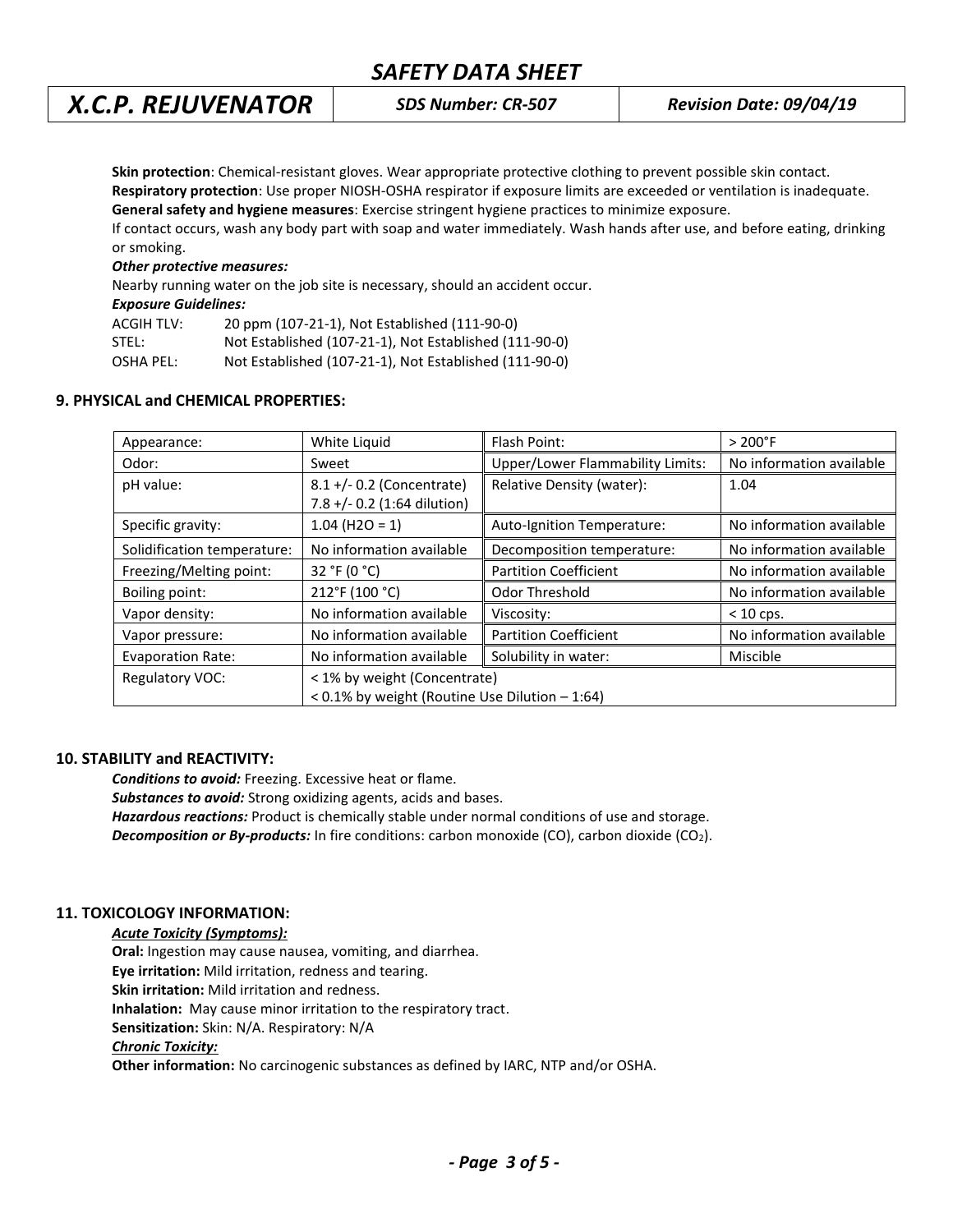**Skin protection**: Chemical-resistant gloves. Wear appropriate protective clothing to prevent possible skin contact.
**Respiratory protection**: Use proper NIOSH-OSHA respirator if exposure limits are exceeded or ventilation is inadequate.
**General safety and hygiene measures**: Exercise stringent hygiene practices to minimize exposure.
If contact occurs, wash any body part with soap and water immediately. Wash hands after use, and before eating, drinking or smoking.

***Other protective measures:***
Nearby running water on the job site is necessary, should an accident occur.

***Exposure Guidelines:***

| | |
|---|---|
| ACGIH TLV: | 20 ppm (107-21-1), Not Established (111-90-0) |
| STEL: | Not Established (107-21-1), Not Established (111-90-0) |
| OSHA PEL: | Not Established (107-21-1), Not Established (111-90-0) |

## 9. PHYSICAL and CHEMICAL PROPERTIES:

| | | | |
|---|---|---|---|
| Appearance: | White Liquid | Flash Point: | > 200°F |
| Odor: | Sweet | Upper/Lower Flammability Limits: | No information available |
| pH value: | 8.1 +/- 0.2 (Concentrate) 7.8 +/- 0.2 (1:64 dilution) | Relative Density (water): | 1.04 |
| Specific gravity: | 1.04 ($H_2O$ = 1) | Auto-Ignition Temperature: | No information available |
| Solidification temperature: | No information available | Decomposition temperature: | No information available |
| Freezing/Melting point: | 32 °F (0 °C) | Partition Coefficient | No information available |
| Boiling point: | 212°F (100 °C) | Odor Threshold | No information available |
| Vapor density: | No information available | Viscosity: | < 10 cps. |
| Vapor pressure: | No information available | Partition Coefficient | No information available |
| Evaporation Rate: | No information available | Solubility in water: | Miscible |
| Regulatory VOC: | < 1% by weight (Concentrate) < 0.1% by weight (Routine Use Dilution – 1:64) | | |

## 10. STABILITY and REACTIVITY:

***Conditions to avoid:*** Freezing. Excessive heat or flame.
***Substances to avoid:*** Strong oxidizing agents, acids and bases.
***Hazardous reactions:*** Product is chemically stable under normal conditions of use and storage.
***Decomposition or By-products:*** In fire conditions: carbon monoxide (CO), carbon dioxide ($CO_2$).

## 11. TOXICOLOGY INFORMATION:

***Acute Toxicity (Symptoms):***
**Oral:** Ingestion may cause nausea, vomiting, and diarrhea.
**Eye irritation:** Mild irritation, redness and tearing.
**Skin irritation:** Mild irritation and redness.
**Inhalation:** May cause minor irritation to the respiratory tract.
**Sensitization:** Skin: N/A. Respiratory: N/A

***Chronic Toxicity:***
**Other information:** No carcinogenic substances as defined by IARC, NTP and/or OSHA.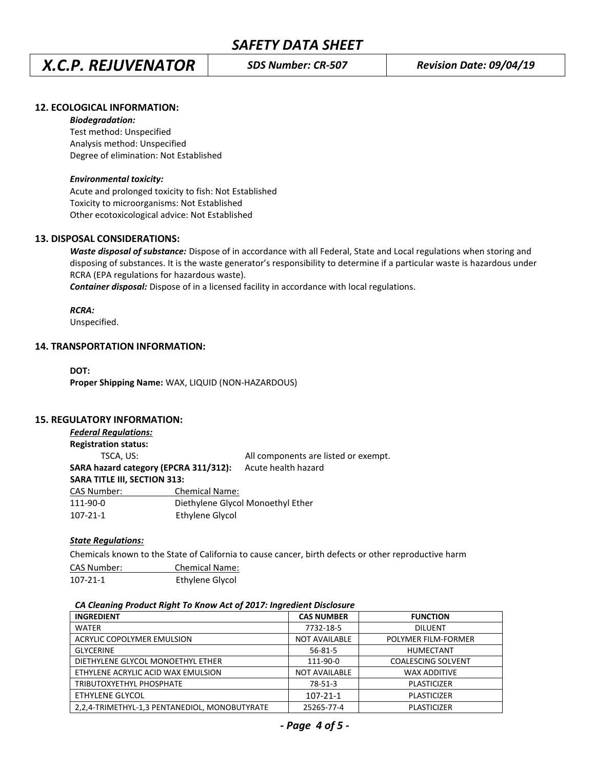## 12. ECOLOGICAL INFORMATION:

***Biodegradation:***

Test method: Unspecified
Analysis method: Unspecified
Degree of elimination: Not Established

***Environmental toxicity:***

Acute and prolonged toxicity to fish: Not Established
Toxicity to microorganisms: Not Established
Other ecotoxicological advice: Not Established

## 13. DISPOSAL CONSIDERATIONS:

***Waste disposal of substance:*** Dispose of in accordance with all Federal, State and Local regulations when storing and disposing of substances. It is the waste generator's responsibility to determine if a particular waste is hazardous under RCRA (EPA regulations for hazardous waste).

***Container disposal:*** Dispose of in a licensed facility in accordance with local regulations.

***RCRA:***

Unspecified.

## 14. TRANSPORTATION INFORMATION:

**DOT:**

**Proper Shipping Name:** WAX, LIQUID (NON-HAZARDOUS)

## 15. REGULATORY INFORMATION:

***Federal Regulations:***

**Registration status:**

TSCA, US: All components are listed or exempt.

**SARA hazard category (EPCRA 311/312):** Acute health hazard

**SARA TITLE III, SECTION 313:**

| CAS Number: | Chemical Name: |
|---|---|
| 111-90-0 | Diethylene Glycol Monoethyl Ether |
| 107-21-1 | Ethylene Glycol |

***State Regulations:***

Chemicals known to the State of California to cause cancer, birth defects or other reproductive harm

| CAS Number: | Chemical Name: |
|---|---|
| 107-21-1 | Ethylene Glycol |

***CA Cleaning Product Right To Know Act of 2017: Ingredient Disclosure***

| INGREDIENT | CAS NUMBER | FUNCTION |
|---|---|---|
| WATER | 7732-18-5 | DILUENT |
| ACRYLIC COPOLYMER EMULSION | NOT AVAILABLE | POLYMER FILM-FORMER |
| GLYCERINE | 56-81-5 | HUMECTANT |
| DIETHYLENE GLYCOL MONOETHYL ETHER | 111-90-0 | COALESCING SOLVENT |
| ETHYLENE ACRYLIC ACID WAX EMULSION | NOT AVAILABLE | WAX ADDITIVE |
| TRIBUTOXYETHYL PHOSPHATE | 78-51-3 | PLASTICIZER |
| ETHYLENE GLYCOL | 107-21-1 | PLASTICIZER |
| 2,2,4-TRIMETHYL-1,3 PENTANEDIOL, MONOBUTYRATE | 25265-77-4 | PLASTICIZER |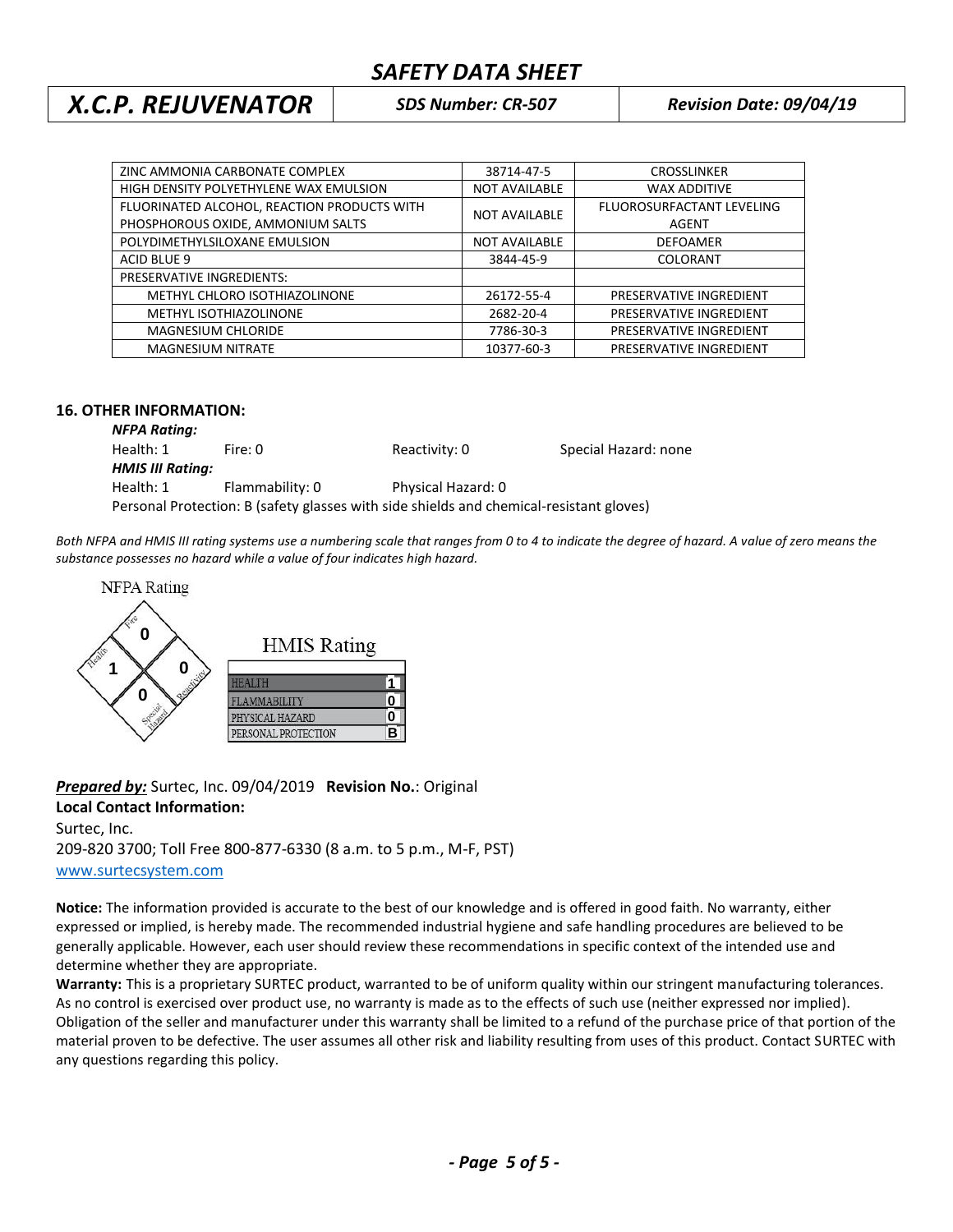| | | |
|---|---|---|
| ZINC AMMONIA CARBONATE COMPLEX | 38714-47-5 | CROSSLINKER |
| HIGH DENSITY POLYETHYLENE WAX EMULSION | NOT AVAILABLE | WAX ADDITIVE |
| FLUORINATED ALCOHOL, REACTION PRODUCTS WITH PHOSPHOROUS OXIDE, AMMONIUM SALTS | NOT AVAILABLE | FLUOROSURFACTANT LEVELING AGENT |
| POLYDIMETHYLSILOXANE EMULSION | NOT AVAILABLE | DEFOAMER |
| ACID BLUE 9 | 3844-45-9 | COLORANT |
| PRESERVATIVE INGREDIENTS: | | |
| METHYL CHLORO ISOTHIAZOLINONE | 26172-55-4 | PRESERVATIVE INGREDIENT |
| METHYL ISOTHIAZOLINONE | 2682-20-4 | PRESERVATIVE INGREDIENT |
| MAGNESIUM CHLORIDE | 7786-30-3 | PRESERVATIVE INGREDIENT |
| MAGNESIUM NITRATE | 10377-60-3 | PRESERVATIVE INGREDIENT |

## 16. OTHER INFORMATION:

***NFPA Rating:***

Health: 1 Fire: 0 Reactivity: 0 Special Hazard: none

***HMIS III Rating:***

Health: 1 Flammability: 0 Physical Hazard: 0

Personal Protection: B (safety glasses with side shields and chemical-resistant gloves)

*Both NFPA and HMIS III rating systems use a numbering scale that ranges from 0 to 4 to indicate the degree of hazard. A value of zero means the substance possesses no hazard while a value of four indicates high hazard.*

NFPA Rating

Fire 0
Health 1
Reactivity 0
Special Hazard 0

HMIS Rating

HEALTH 1
FLAMMABILITY 0
PHYSICAL HAZARD 0
PERSONAL PROTECTION B

***Prepared by:*** Surtec, Inc. 09/04/2019 **Revision No.**: Original

**Local Contact Information:**

Surtec, Inc.

209-820 3700; Toll Free 800-877-6330 (8 a.m. to 5 p.m., M-F, PST)

www.surtecsystem.com

**Notice:** The information provided is accurate to the best of our knowledge and is offered in good faith. No warranty, either expressed or implied, is hereby made. The recommended industrial hygiene and safe handling procedures are believed to be generally applicable. However, each user should review these recommendations in specific context of the intended use and determine whether they are appropriate.

**Warranty:** This is a proprietary SURTEC product, warranted to be of uniform quality within our stringent manufacturing tolerances. As no control is exercised over product use, no warranty is made as to the effects of such use (neither expressed nor implied). Obligation of the seller and manufacturer under this warranty shall be limited to a refund of the purchase price of that portion of the material proven to be defective. The user assumes all other risk and liability resulting from uses of this product. Contact SURTEC with any questions regarding this policy.